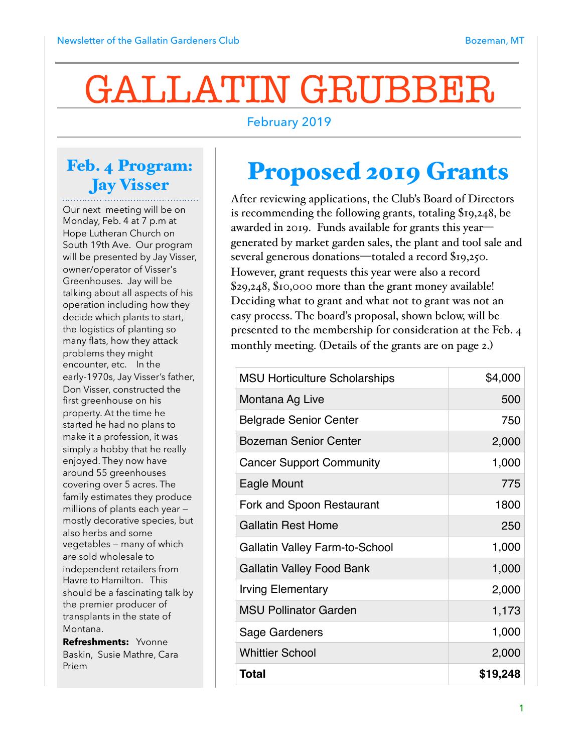# GALLATIN GRUBBER

February 2019

## Feb. 4 Program: Jay Visser

Our next meeting will be on Monday, Feb. 4 at 7 p.m at Hope Lutheran Church on South 19th Ave. Our program will be presented by Jay Visser, owner/operator of Visser's Greenhouses. Jay will be talking about all aspects of his operation including how they decide which plants to start, the logistics of planting so many flats, how they attack problems they might encounter, etc. In the early-1970s, Jay Visser's father, Don Visser, constructed the first greenhouse on his property. At the time he started he had no plans to make it a profession, it was simply a hobby that he really enjoyed. They now have around 55 greenhouses covering over 5 acres. The family estimates they produce millions of plants each year – mostly decorative species, but also herbs and some vegetables – many of which are sold wholesale to independent retailers from Havre to Hamilton. This should be a fascinating talk by the premier producer of transplants in the state of Montana.

**Refreshments:** Yvonne Baskin, Susie Mathre, Cara Priem

## Proposed 2019 Grants

After reviewing applications, the Club's Board of Directors is recommending the following grants, totaling $19,248, be awarded in 2019. Funds available for grants this year—generated by market garden sales, the plant and tool sale and several generous donations—totaled a record $19,250. However, grant requests this year were also a record $29,248, $10,000 more than the grant money available! Deciding what to grant and what not to grant was not an easy process. The board's proposal, shown below, will be presented to the membership for consideration at the Feb. 4 monthly meeting. (Details of the grants are on page 2.)

| | |
|---|---:|
| MSU Horticulture Scholarships | $4,000 |
| Montana Ag Live | 500 |
| Belgrade Senior Center | 750 |
| Bozeman Senior Center | 2,000 |
| Cancer Support Community | 1,000 |
| Eagle Mount | 775 |
| Fork and Spoon Restaurant | 1800 |
| Gallatin Rest Home | 250 |
| Gallatin Valley Farm-to-School | 1,000 |
| Gallatin Valley Food Bank | 1,000 |
| Irving Elementary | 2,000 |
| MSU Pollinator Garden | 1,173 |
| Sage Gardeners | 1,000 |
| Whittier School | 2,000 |
| **Total** | **$19,248** |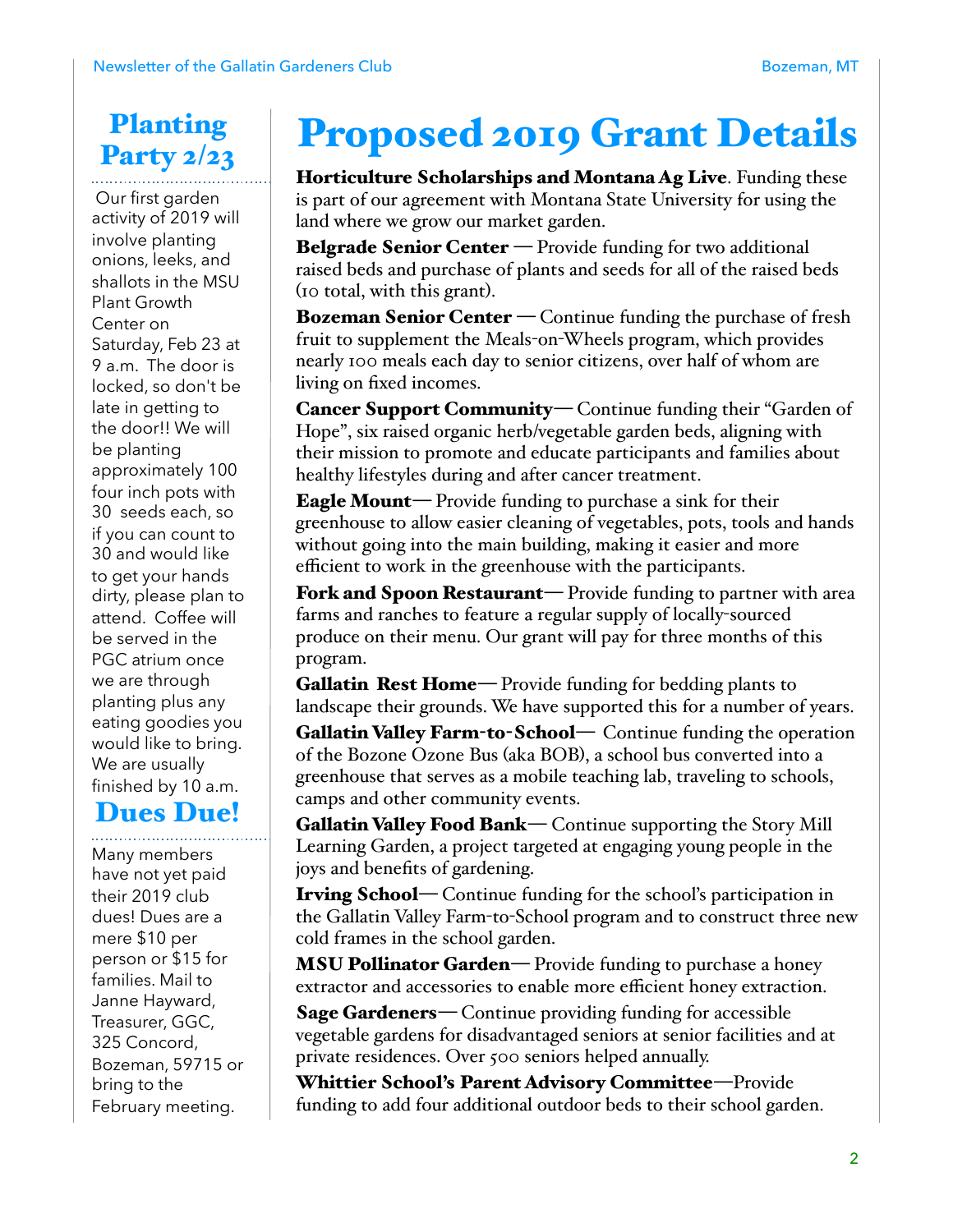## Planting Party 2/23

Our first garden activity of 2019 will involve planting onions, leeks, and shallots in the MSU Plant Growth Center on Saturday, Feb 23 at 9 a.m. The door is locked, so don't be late in getting to the door!! We will be planting approximately 100 four inch pots with 30 seeds each, so if you can count to 30 and would like to get your hands dirty, please plan to attend. Coffee will be served in the PGC atrium once we are through planting plus any eating goodies you would like to bring. We are usually finished by 10 a.m.

## Dues Due!

Many members have not yet paid their 2019 club dues! Dues are a mere $10 per person or $15 for families. Mail to Janne Hayward, Treasurer, GGC, 325 Concord, Bozeman, 59715 or bring to the February meeting.

# Proposed 2019 Grant Details

**Horticulture Scholarships and Montana Ag Live**. Funding these is part of our agreement with Montana State University for using the land where we grow our market garden.

**Belgrade Senior Center** — Provide funding for two additional raised beds and purchase of plants and seeds for all of the raised beds (10 total, with this grant).

**Bozeman Senior Center** — Continue funding the purchase of fresh fruit to supplement the Meals-on-Wheels program, which provides nearly 100 meals each day to senior citizens, over half of whom are living on fixed incomes.

**Cancer Support Community**— Continue funding their "Garden of Hope", six raised organic herb/vegetable garden beds, aligning with their mission to promote and educate participants and families about healthy lifestyles during and after cancer treatment.

**Eagle Mount**— Provide funding to purchase a sink for their greenhouse to allow easier cleaning of vegetables, pots, tools and hands without going into the main building, making it easier and more efficient to work in the greenhouse with the participants.

**Fork and Spoon Restaurant**— Provide funding to partner with area farms and ranches to feature a regular supply of locally-sourced produce on their menu. Our grant will pay for three months of this program.

**Gallatin Rest Home**— Provide funding for bedding plants to landscape their grounds. We have supported this for a number of years.

**Gallatin Valley Farm-to-School**— Continue funding the operation of the Bozone Ozone Bus (aka BOB), a school bus converted into a greenhouse that serves as a mobile teaching lab, traveling to schools, camps and other community events.

**Gallatin Valley Food Bank**— Continue supporting the Story Mill Learning Garden, a project targeted at engaging young people in the joys and benefits of gardening.

**Irving School**— Continue funding for the school's participation in the Gallatin Valley Farm-to-School program and to construct three new cold frames in the school garden.

**MSU Pollinator Garden**— Provide funding to purchase a honey extractor and accessories to enable more efficient honey extraction.

**Sage Gardeners**— Continue providing funding for accessible vegetable gardens for disadvantaged seniors at senior facilities and at private residences. Over 500 seniors helped annually.

**Whittier School's Parent Advisory Committee**—Provide funding to add four additional outdoor beds to their school garden.